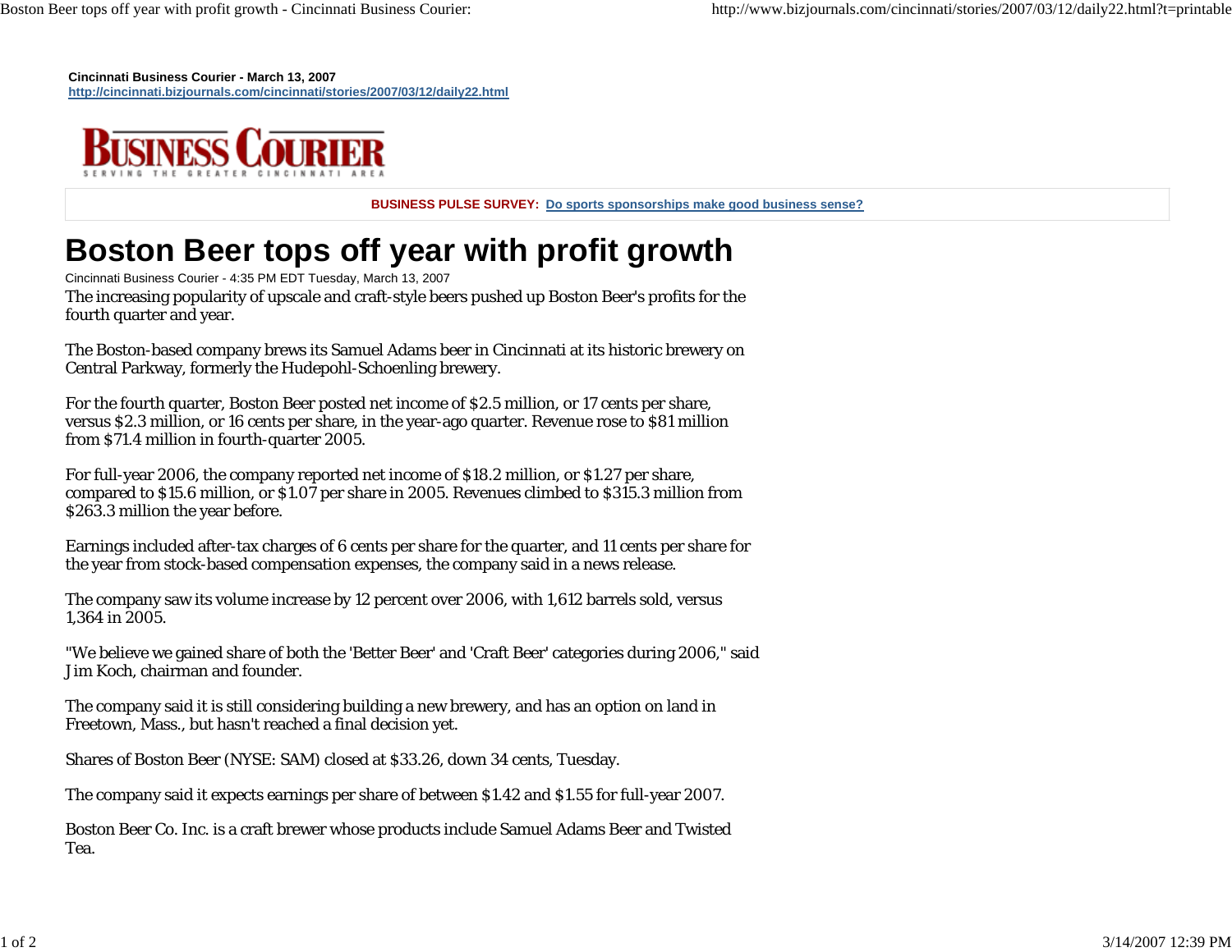**Cincinnati Business Courier - March 13, 2007**
http://cincinnati.bizjournals.com/cincinnati/stories/2007/03/12/daily22.html

BUSINESS COURIER
SERVING THE GREATER CINCINNATI AREA

**BUSINESS PULSE SURVEY:** Do sports sponsorships make good business sense?

# Boston Beer tops off year with profit growth

Cincinnati Business Courier - 4:35 PM EDT Tuesday, March 13, 2007

The increasing popularity of upscale and craft-style beers pushed up Boston Beer's profits for the fourth quarter and year.

The Boston-based company brews its Samuel Adams beer in Cincinnati at its historic brewery on Central Parkway, formerly the Hudepohl-Schoenling brewery.

For the fourth quarter, Boston Beer posted net income of $2.5 million, or 17 cents per share, versus $2.3 million, or 16 cents per share, in the year-ago quarter. Revenue rose to $81 million from $71.4 million in fourth-quarter 2005.

For full-year 2006, the company reported net income of $18.2 million, or $1.27 per share, compared to $15.6 million, or $1.07 per share in 2005. Revenues climbed to $315.3 million from $263.3 million the year before.

Earnings included after-tax charges of 6 cents per share for the quarter, and 11 cents per share for the year from stock-based compensation expenses, the company said in a news release.

The company saw its volume increase by 12 percent over 2006, with 1,612 barrels sold, versus 1,364 in 2005.

"We believe we gained share of both the 'Better Beer' and 'Craft Beer' categories during 2006," said Jim Koch, chairman and founder.

The company said it is still considering building a new brewery, and has an option on land in Freetown, Mass., but hasn't reached a final decision yet.

Shares of Boston Beer (NYSE: SAM) closed at $33.26, down 34 cents, Tuesday.

The company said it expects earnings per share of between $1.42 and $1.55 for full-year 2007.

Boston Beer Co. Inc. is a craft brewer whose products include Samuel Adams Beer and Twisted Tea.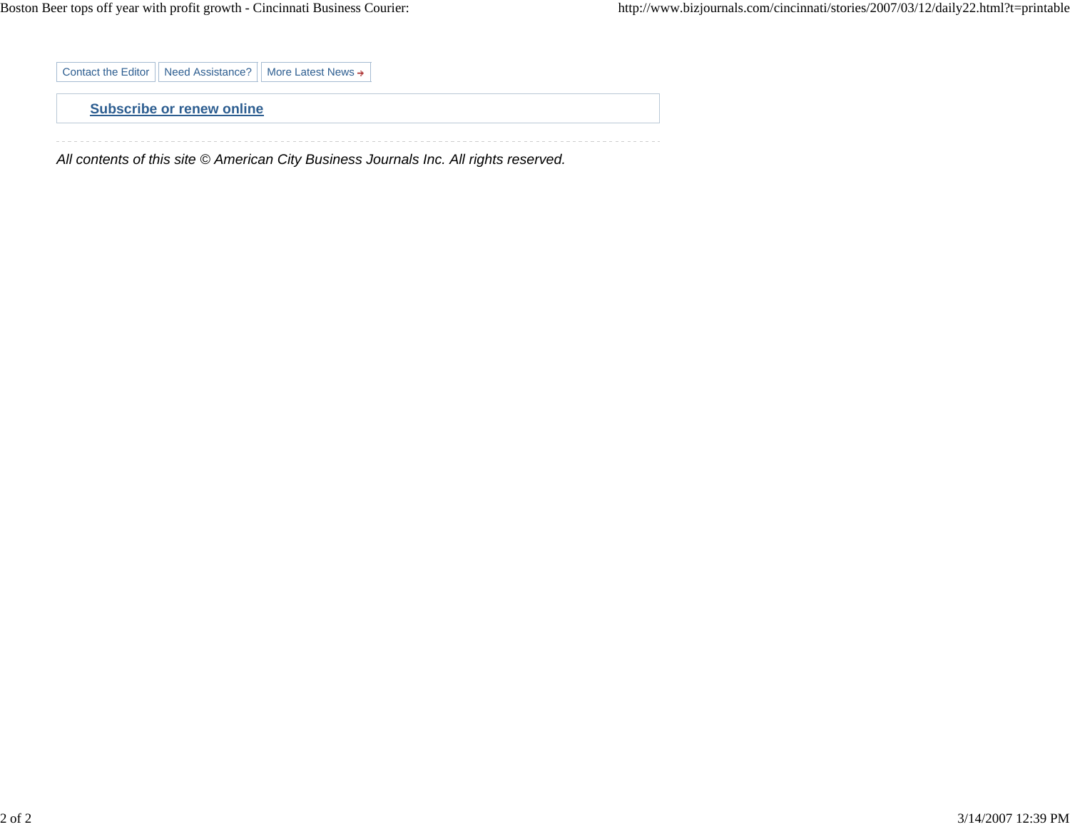Contact the Editor | Need Assistance? | More Latest News →

**Subscribe or renew online**

---

*All contents of this site © American City Business Journals Inc. All rights reserved.*